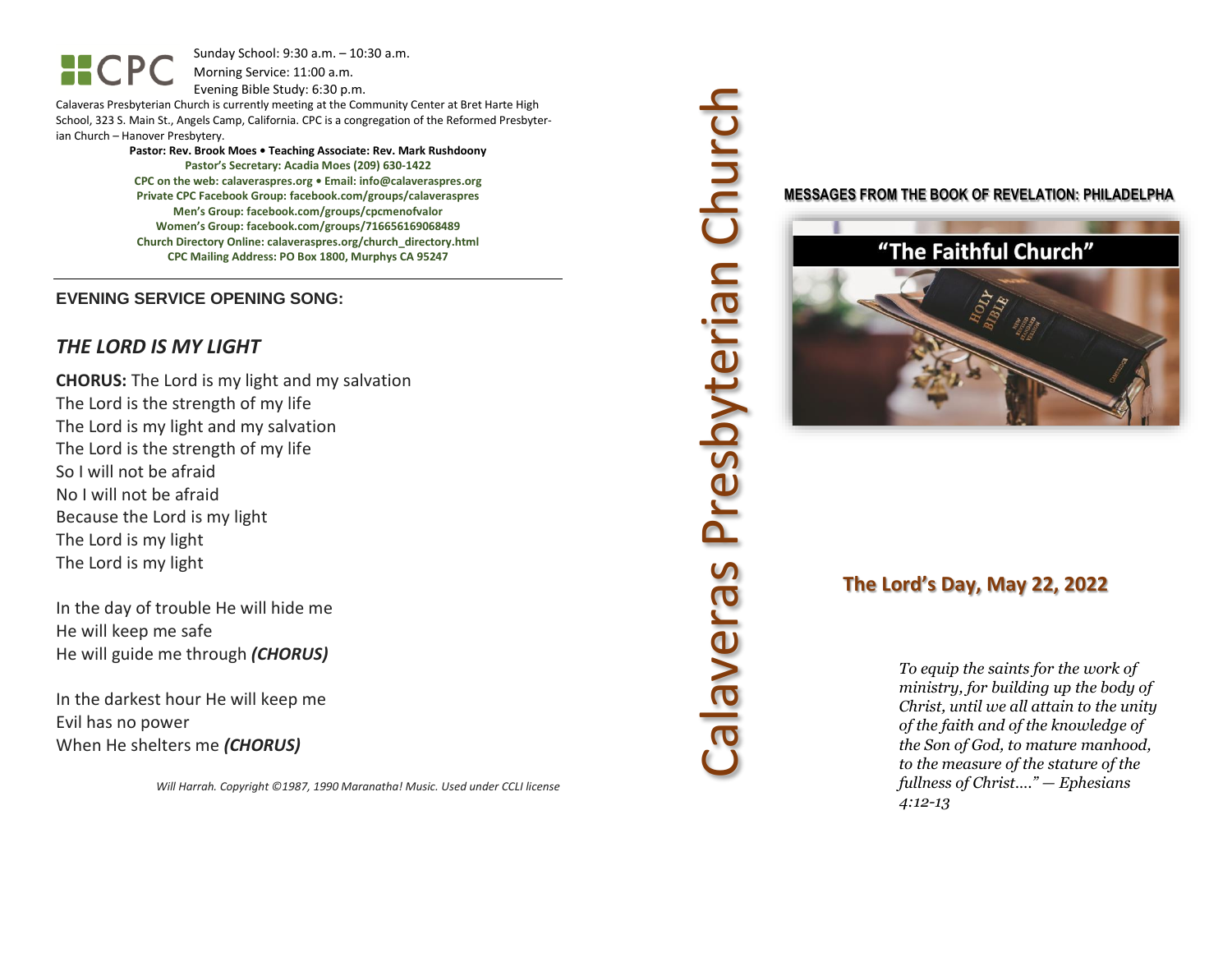CPC

Sunday School: 9:30 a.m. – 10:30 a.m.
Morning Service: 11:00 a.m.
Evening Bible Study: 6:30 p.m.

Calaveras Presbyterian Church is currently meeting at the Community Center at Bret Harte High School, 323 S. Main St., Angels Camp, California. CPC is a congregation of the Reformed Presbyterian Church – Hanover Presbytery.

**Pastor: Rev. Brook Moes • Teaching Associate: Rev. Mark Rushdoony**
**Pastor's Secretary: Acadia Moes (209) 630-1422**
**CPC on the web: calaverespres.org • Email: info@calaverespres.org**
**Private CPC Facebook Group: facebook.com/groups/calaverespres**
**Men's Group: facebook.com/groups/cpcmenofvalor**
**Women's Group: facebook.com/groups/716656169068489**
**Church Directory Online: calaverespres.org/church_directory.html**
**CPC Mailing Address: PO Box 1800, Murphys CA 95247**

---

## EVENING SERVICE OPENING SONG:

### *THE LORD IS MY LIGHT*

**CHORUS:** The Lord is my light and my salvation
The Lord is the strength of my life
The Lord is my light and my salvation
The Lord is the strength of my life
So I will not be afraid
No I will not be afraid
Because the Lord is my light
The Lord is my light
The Lord is my light

In the day of trouble He will hide me
He will keep me safe
He will guide me through ***(CHORUS)***

In the darkest hour He will keep me
Evil has no power
When He shelters me ***(CHORUS)***

*Will Harrah. Copyright ©1987, 1990 Maranatha! Music. Used under CCLI license*

# Calaveras Presbyterian Church

**MESSAGES FROM THE BOOK OF REVELATION: PHILADELPHA**

## "The Faithful Church"

## The Lord's Day, May 22, 2022

*To equip the saints for the work of ministry, for building up the body of Christ, until we all attain to the unity of the faith and of the knowledge of the Son of God, to mature manhood, to the measure of the stature of the fullness of Christ...." — Ephesians 4:12-13*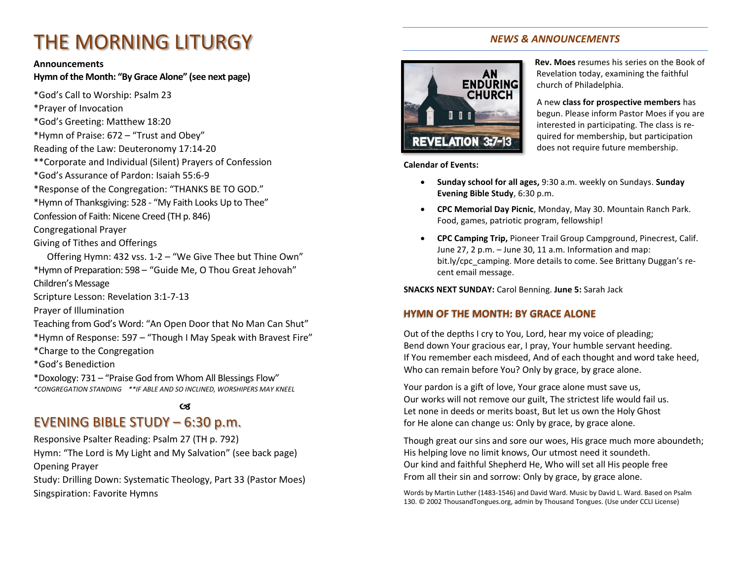# THE MORNING LITURGY

**Announcements**
**Hymn of the Month: "By Grace Alone" (see next page)**

*God's Call to Worship: Psalm 23
*Prayer of Invocation
*God's Greeting: Matthew 18:20
*Hymn of Praise: 672 – "Trust and Obey"
Reading of the Law: Deuteronomy 17:14-20
**Corporate and Individual (Silent) Prayers of Confession
*God's Assurance of Pardon: Isaiah 55:6-9
*Response of the Congregation: "THANKS BE TO GOD."
*Hymn of Thanksgiving: 528 - "My Faith Looks Up to Thee"
Confession of Faith: Nicene Creed (TH p. 846)
Congregational Prayer
Giving of Tithes and Offerings
Offering Hymn: 432 vss. 1-2 – "We Give Thee but Thine Own"
*Hymn of Preparation: 598 – "Guide Me, O Thou Great Jehovah"
Children's Message
Scripture Lesson: Revelation 3:1-7-13
Prayer of Illumination
Teaching from God's Word: "An Open Door that No Man Can Shut"
*Hymn of Response: 597 – "Though I May Speak with Bravest Fire"
*Charge to the Congregation
*God's Benediction
*Doxology: 731 – "Praise God from Whom All Blessings Flow"
**CONGREGATION STANDING **IF ABLE AND SO INCLINED, WORSHIPERS MAY KNEEL*

# EVENING BIBLE STUDY – 6:30 p.m.

Responsive Psalter Reading: Psalm 27 (TH p. 792)
Hymn: "The Lord is My Light and My Salvation" (see back page)
Opening Prayer
Study: Drilling Down: Systematic Theology, Part 33 (Pastor Moes)
Singspiration: Favorite Hymns

## *NEWS & ANNOUNCEMENTS*

AN ENDURING CHURCH
REVELATION 3:7-13

**Rev. Moes** resumes his series on the Book of Revelation today, examining the faithful church of Philadelphia.

A new **class for prospective members** has begun. Please inform Pastor Moes if you are interested in participating. The class is required for membership, but participation does not require future membership.

**Calendar of Events:**

- **Sunday school for all ages,** 9:30 a.m. weekly on Sundays. **Sunday Evening Bible Study**, 6:30 p.m.
- **CPC Memorial Day Picnic**, Monday, May 30. Mountain Ranch Park. Food, games, patriotic program, fellowship!
- **CPC Camping Trip,** Pioneer Trail Group Campground, Pinecrest, Calif. June 27, 2 p.m. – June 30, 11 a.m. Information and map: bit.ly/cpc_camping. More details to come. See Brittany Duggan's recent email message.

**SNACKS NEXT SUNDAY:** Carol Benning. **June 5:** Sarah Jack

## HYMN OF THE MONTH: BY GRACE ALONE

Out of the depths I cry to You, Lord, hear my voice of pleading;
Bend down Your gracious ear, I pray, Your humble servant heeding.
If You remember each misdeed, And of each thought and word take heed,
Who can remain before You? Only by grace, by grace alone.

Your pardon is a gift of love, Your grace alone must save us,
Our works will not remove our guilt, The strictest life would fail us.
Let none in deeds or merits boast, But let us own the Holy Ghost
for He alone can change us: Only by grace, by grace alone.

Though great our sins and sore our woes, His grace much more aboundeth;
His helping love no limit knows, Our utmost need it soundeth.
Our kind and faithful Shepherd He, Who will set all His people free
From all their sin and sorrow: Only by grace, by grace alone.

Words by Martin Luther (1483-1546) and David Ward. Music by David L. Ward. Based on Psalm 130. © 2002 ThousandTongues.org, admin by Thousand Tongues. (Use under CCLI License)